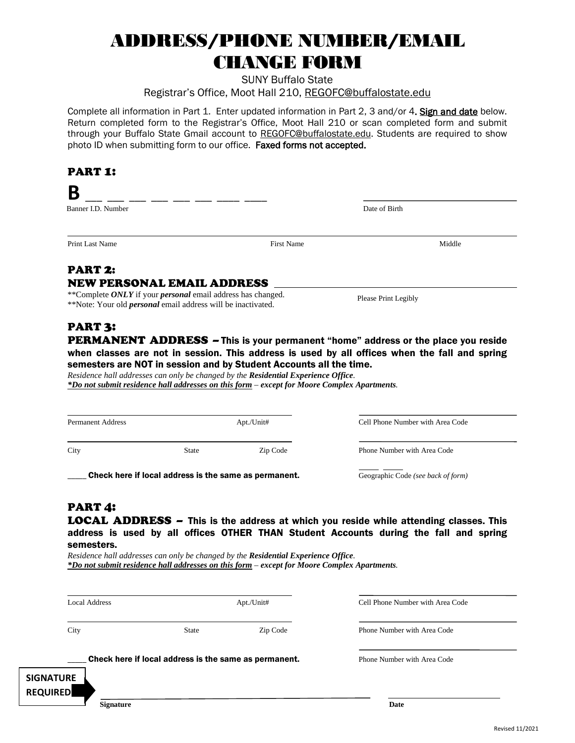# ADDRESS/PHONE NUMBER/EMAIL CHANGE FORM

SUNY Buffalo State

Registrar's Office, Moot Hall 210, REGOFC@buffalostate.edu

Complete all information in Part 1. Enter updated information in Part 2, 3 and/or 4. **Sign and date** below. Return completed form to the Registrar's Office, Moot Hall 210 or scan completed form and submit through your Buffalo State Gmail account to REGOFC@buffalostate.edu. Students are required to show photo ID when submitting form to our office. **Faxed forms not accepted.**

## PART 1:

B __ __ __ __ __ __ __ __ __ &nbsp;&nbsp;&nbsp;&nbsp; ______________________

Banner I.D. Number &nbsp;&nbsp;&nbsp;&nbsp; Date of Birth

______________________________________________________________

Print Last Name &nbsp;&nbsp;&nbsp;&nbsp; First Name &nbsp;&nbsp;&nbsp;&nbsp; Middle

## PART 2:

### NEW PERSONAL EMAIL ADDRESS ______________________

**Complete ***ONLY*** if your ***personal*** email address has changed.

**Note: Your old ***personal*** email address will be inactivated.

Please Print Legibly

## PART 3:

**PERMANENT ADDRESS – This is your permanent "home" address or the place you reside when classes are not in session. This address is used by all offices when the fall and spring semesters are NOT in session and by Student Accounts all the time.**

*Residence hall addresses can only be changed by the* ***Residential Experience Office****.*

***\*Do not submit residence hall addresses on this form – except for Moore Complex Apartments.***

______________________ &nbsp;&nbsp;&nbsp;&nbsp; ______________________

Permanent Address &nbsp;&nbsp;&nbsp;&nbsp; Apt./Unit# &nbsp;&nbsp;&nbsp;&nbsp; Cell Phone Number with Area Code

______________________ &nbsp;&nbsp;&nbsp;&nbsp; ______________________

City &nbsp;&nbsp;&nbsp;&nbsp; State &nbsp;&nbsp;&nbsp;&nbsp; Zip Code &nbsp;&nbsp;&nbsp;&nbsp; Phone Number with Area Code

____ **Check here if local address is the same as permanent.** &nbsp;&nbsp;&nbsp;&nbsp; ____ ____ Geographic Code *(see back of form)*

## PART 4:

**LOCAL ADDRESS – This is the address at which you reside while attending classes. This address is used by all offices OTHER THAN Student Accounts during the fall and spring semesters.**

*Residence hall addresses can only be changed by the* ***Residential Experience Office****.*

***\*Do not submit residence hall addresses on this form – except for Moore Complex Apartments.***

______________________ &nbsp;&nbsp;&nbsp;&nbsp; ______________________

Local Address &nbsp;&nbsp;&nbsp;&nbsp; Apt./Unit# &nbsp;&nbsp;&nbsp;&nbsp; Cell Phone Number with Area Code

______________________ &nbsp;&nbsp;&nbsp;&nbsp; ______________________

City &nbsp;&nbsp;&nbsp;&nbsp; State &nbsp;&nbsp;&nbsp;&nbsp; Zip Code &nbsp;&nbsp;&nbsp;&nbsp; Phone Number with Area Code

____ **Check here if local address is the same as permanent.** &nbsp;&nbsp;&nbsp;&nbsp; ______________________ Phone Number with Area Code

**SIGNATURE REQUIRED**

______________________________ &nbsp;&nbsp;&nbsp;&nbsp; ______________

**Signature** &nbsp;&nbsp;&nbsp;&nbsp; **Date**

Revised 11/2021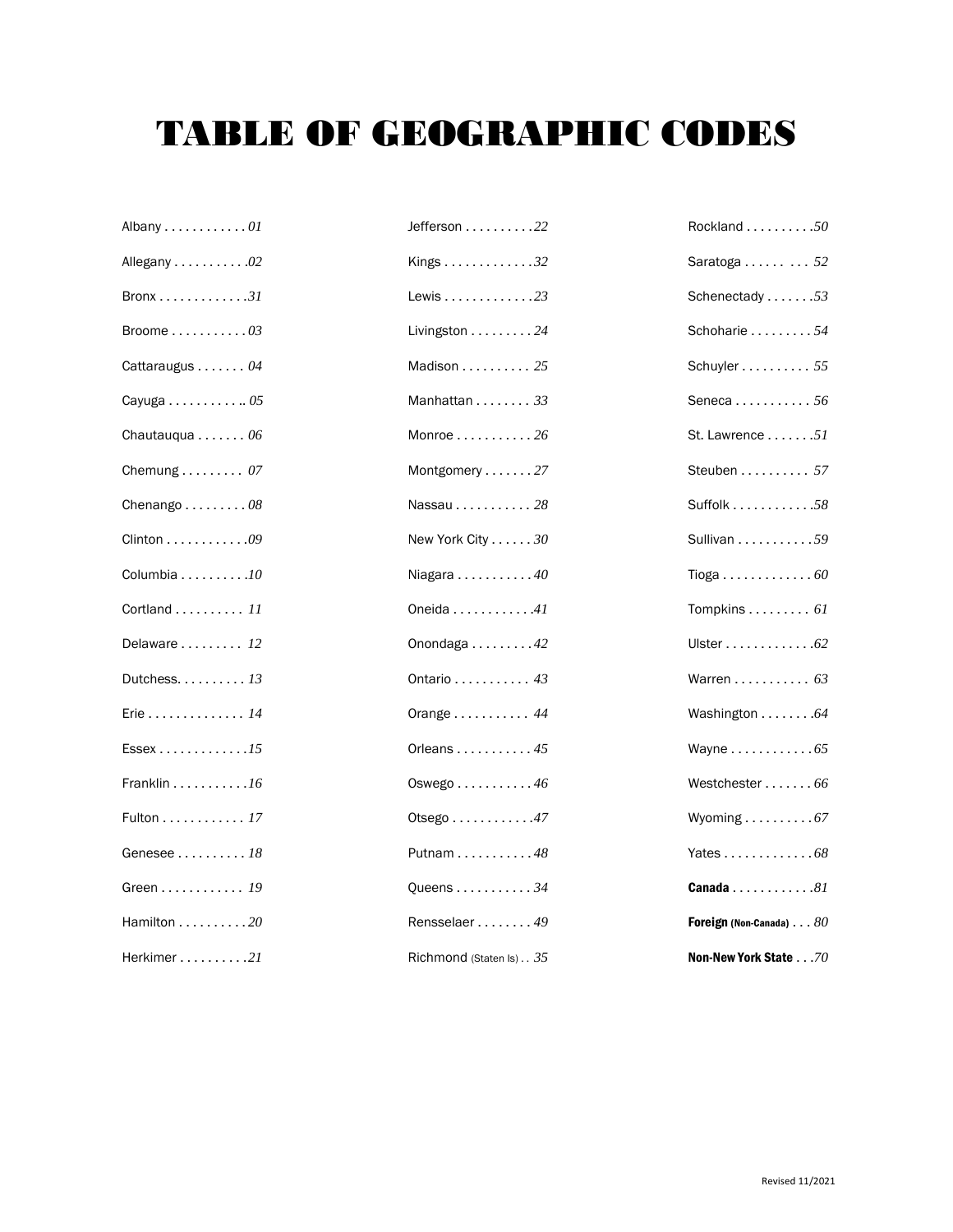# TABLE OF GEOGRAPHIC CODES

Albany . . . . . . . . . . . . 01

Allegany . . . . . . . . . . .02

Bronx . . . . . . . . . . . . .31

Broome . . . . . . . . . . . 03

Cattaraugus . . . . . . . 04

Cayuga . . . . . . . . . . .. 05

Chautauqua . . . . . . . 06

Chemung . . . . . . . . . 07

Chenango . . . . . . . . . 08

Clinton . . . . . . . . . . . .09

Columbia . . . . . . . . . .10

Cortland . . . . . . . . . . 11

Delaware . . . . . . . . . 12

Dutchess. . . . . . . . . . 13

Erie . . . . . . . . . . . . . . 14

Essex . . . . . . . . . . . . .15

Franklin . . . . . . . . . . .16

Fulton . . . . . . . . . . . . 17

Genesee . . . . . . . . . . 18

Green . . . . . . . . . . . . 19

Hamilton . . . . . . . . . . 20

Herkimer . . . . . . . . . .21

Jefferson . . . . . . . . . .22

Kings . . . . . . . . . . . . .32

Lewis . . . . . . . . . . . . .23

Livingston . . . . . . . . . 24

Madison . . . . . . . . . . 25

Manhattan . . . . . . . . 33

Monroe . . . . . . . . . . . 26

Montgomery . . . . . . . 27

Nassau . . . . . . . . . . . 28

New York City . . . . . . 30

Niagara . . . . . . . . . . . 40

Oneida . . . . . . . . . . . .41

Onondaga . . . . . . . . . 42

Ontario . . . . . . . . . . . 43

Orange . . . . . . . . . . . 44

Orleans . . . . . . . . . . . 45

Oswego . . . . . . . . . . . 46

Otsego . . . . . . . . . . . .47

Putnam . . . . . . . . . . . 48

Queens . . . . . . . . . . . 34

Rensselaer . . . . . . . . 49

Richmond (Staten Is) . . 35

Rockland . . . . . . . . . .50

Saratoga . . . . . . . . . 52

Schenectady . . . . . . .53

Schoharie . . . . . . . . . 54

Schuyler . . . . . . . . . . 55

Seneca . . . . . . . . . . . 56

St. Lawrence . . . . . . .51

Steuben . . . . . . . . . . 57

Suffolk . . . . . . . . . . . .58

Sullivan . . . . . . . . . . . 59

Tioga . . . . . . . . . . . . . 60

Tompkins . . . . . . . . . 61

Ulster . . . . . . . . . . . . .62

Warren . . . . . . . . . . . 63

Washington . . . . . . . .64

Wayne . . . . . . . . . . . . 65

Westchester . . . . . . . 66

Wyoming . . . . . . . . . . 67

Yates . . . . . . . . . . . . . 68

**Canada** . . . . . . . . . . . .81

**Foreign** (Non-Canada) . . . 80

**Non-New York State** . . .70

Revised 11/2021